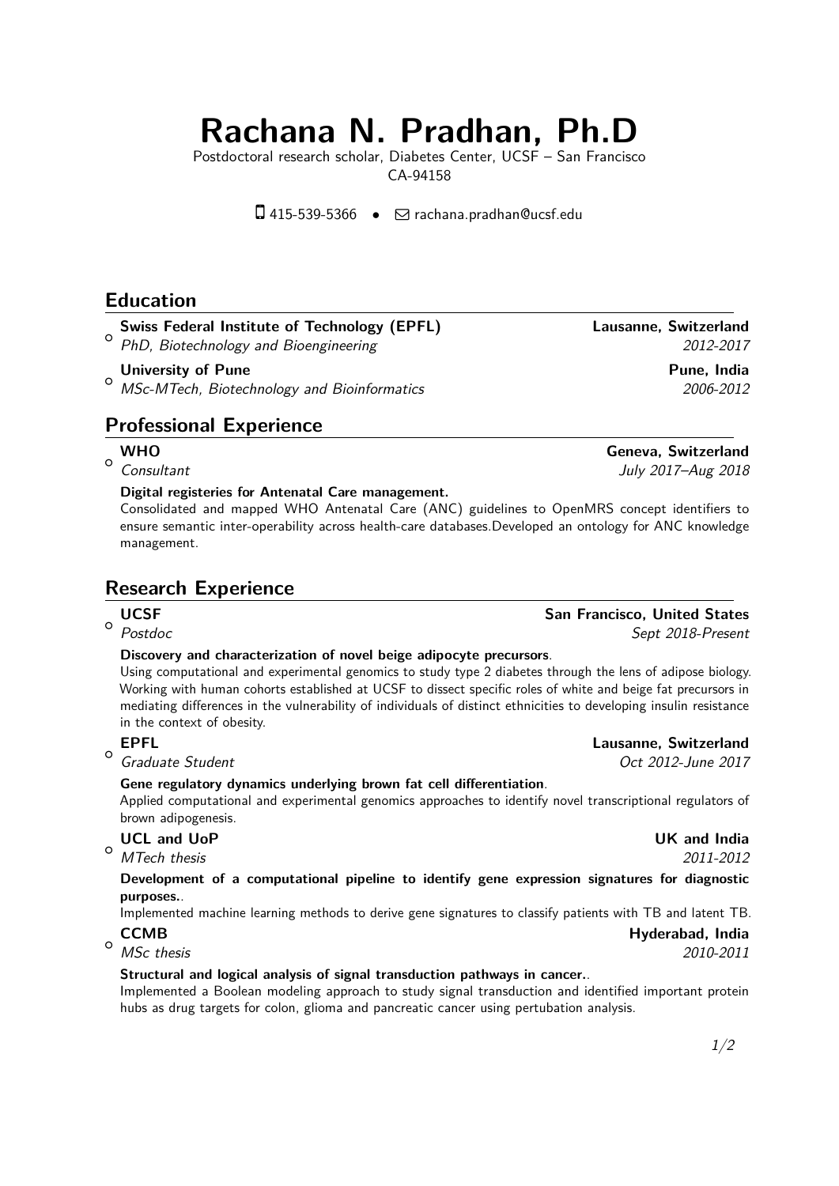# Rachana N. Pradhan, Ph.D

Postdoctoral research scholar, Diabetes Center, UCSF – San Francisco
CA-94158

415-539-5366 • rachana.pradhan@ucsf.edu

## Education

- **Swiss Federal Institute of Technology (EPFL)** — **Lausanne, Switzerland**
  *PhD, Biotechnology and Bioengineering* — *2012-2017*
- **University of Pune** — **Pune, India**
  *MSc-MTech, Biotechnology and Bioinformatics* — *2006-2012*

## Professional Experience

- **WHO** — **Geneva, Switzerland**
  *Consultant* — *July 2017–Aug 2018*

  **Digital registeries for Antenatal Care management.**
  Consolidated and mapped WHO Antenatal Care (ANC) guidelines to OpenMRS concept identifiers to ensure semantic inter-operability across health-care databases.Developed an ontology for ANC knowledge management.

## Research Experience

- **UCSF** — **San Francisco, United States**
  *Postdoc* — *Sept 2018-Present*

  **Discovery and characterization of novel beige adipocyte precursors**.
  Using computational and experimental genomics to study type 2 diabetes through the lens of adipose biology. Working with human cohorts established at UCSF to dissect specific roles of white and beige fat precursors in mediating differences in the vulnerability of individuals of distinct ethnicities to developing insulin resistance in the context of obesity.

- **EPFL** — **Lausanne, Switzerland**
  *Graduate Student* — *Oct 2012-June 2017*

  **Gene regulatory dynamics underlying brown fat cell differentiation**.
  Applied computational and experimental genomics approaches to identify novel transcriptional regulators of brown adipogenesis.

- **UCL and UoP** — **UK and India**
  *MTech thesis* — *2011-2012*

  **Development of a computational pipeline to identify gene expression signatures for diagnostic purposes.**.
  Implemented machine learning methods to derive gene signatures to classify patients with TB and latent TB.

- **CCMB** — **Hyderabad, India**
  *MSc thesis* — *2010-2011*

  **Structural and logical analysis of signal transduction pathways in cancer.**.
  Implemented a Boolean modeling approach to study signal transduction and identified important protein hubs as drug targets for colon, glioma and pancreatic cancer using pertubation analysis.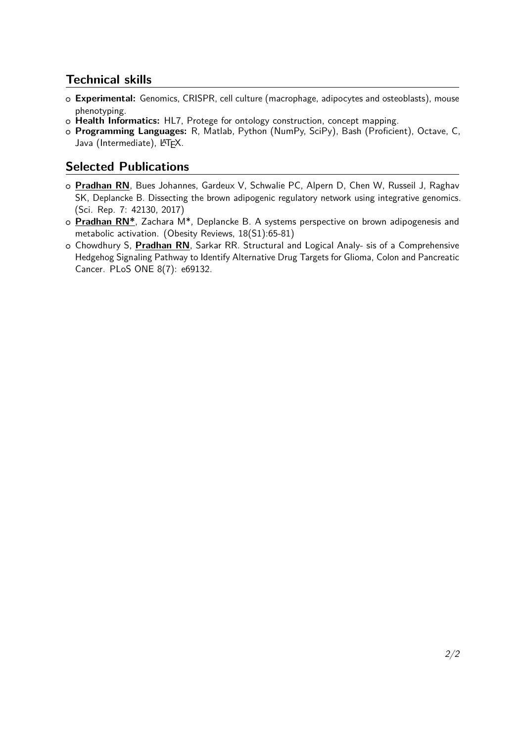## Technical skills

- **Experimental:** Genomics, CRISPR, cell culture (macrophage, adipocytes and osteoblasts), mouse phenotyping.
- **Health Informatics:** HL7, Protege for ontology construction, concept mapping.
- **Programming Languages:** R, Matlab, Python (NumPy, SciPy), Bash (Proficient), Octave, C, Java (Intermediate), LaTeX.

## Selected Publications

- **Pradhan RN**, Bues Johannes, Gardeux V, Schwalie PC, Alpern D, Chen W, Russeil J, Raghav SK, Deplancke B. Dissecting the brown adipogenic regulatory network using integrative genomics. (Sci. Rep. 7: 42130, 2017)
- **Pradhan RN***, Zachara M*, Deplancke B. A systems perspective on brown adipogenesis and metabolic activation. (Obesity Reviews, 18(S1):65-81)
- Chowdhury S, **Pradhan RN**, Sarkar RR. Structural and Logical Analy- sis of a Comprehensive Hedgehog Signaling Pathway to Identify Alternative Drug Targets for Glioma, Colon and Pancreatic Cancer. PLoS ONE 8(7): e69132.